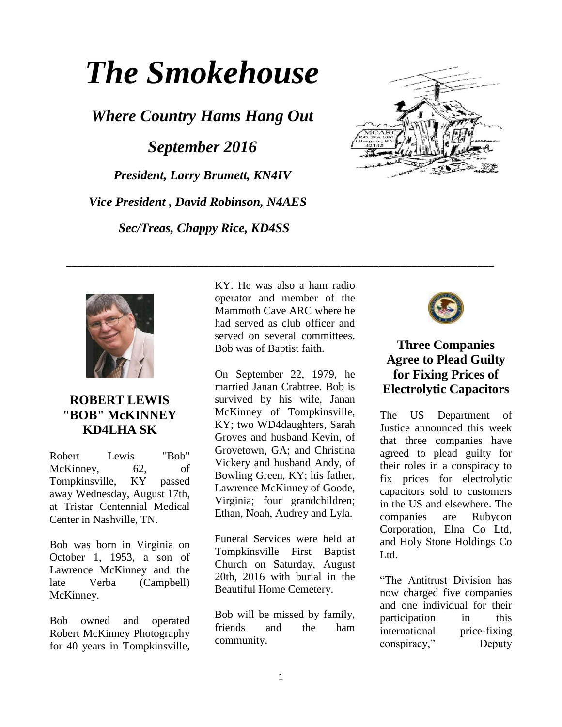# *The Smokehouse*

## *Where Country Hams Hang Out*

## *September 2016*

***President, Larry Brumett, KN4IV***

***Vice President , David Robinson, N4AES***

***Sec/Treas, Chappy Rice, KD4SS***

---

## ROBERT LEWIS "BOB" McKINNEY KD4LHA SK

Robert Lewis "Bob" McKinney, 62, of Tompkinsville, KY passed away Wednesday, August 17th, at Tristar Centennial Medical Center in Nashville, TN.

Bob was born in Virginia on October 1, 1953, a son of Lawrence McKinney and the late Verba (Campbell) McKinney.

Bob owned and operated Robert McKinney Photography for 40 years in Tompkinsville, KY. He was also a ham radio operator and member of the Mammoth Cave ARC where he had served as club officer and served on several committees. Bob was of Baptist faith.

On September 22, 1979, he married Janan Crabtree. Bob is survived by his wife, Janan McKinney of Tompkinsville, KY; two WD4daughters, Sarah Groves and husband Kevin, of Grovetown, GA; and Christina Vickery and husband Andy, of Bowling Green, KY; his father, Lawrence McKinney of Goode, Virginia; four grandchildren; Ethan, Noah, Audrey and Lyla.

Funeral Services were held at Tompkinsville First Baptist Church on Saturday, August 20th, 2016 with burial in the Beautiful Home Cemetery.

Bob will be missed by family, friends and the ham community.

## Three Companies Agree to Plead Guilty for Fixing Prices of Electrolytic Capacitors

The US Department of Justice announced this week that three companies have agreed to plead guilty for their roles in a conspiracy to fix prices for electrolytic capacitors sold to customers in the US and elsewhere. The companies are Rubycon Corporation, Elna Co Ltd, and Holy Stone Holdings Co Ltd.

"The Antitrust Division has now charged five companies and one individual for their participation in this international price-fixing conspiracy," Deputy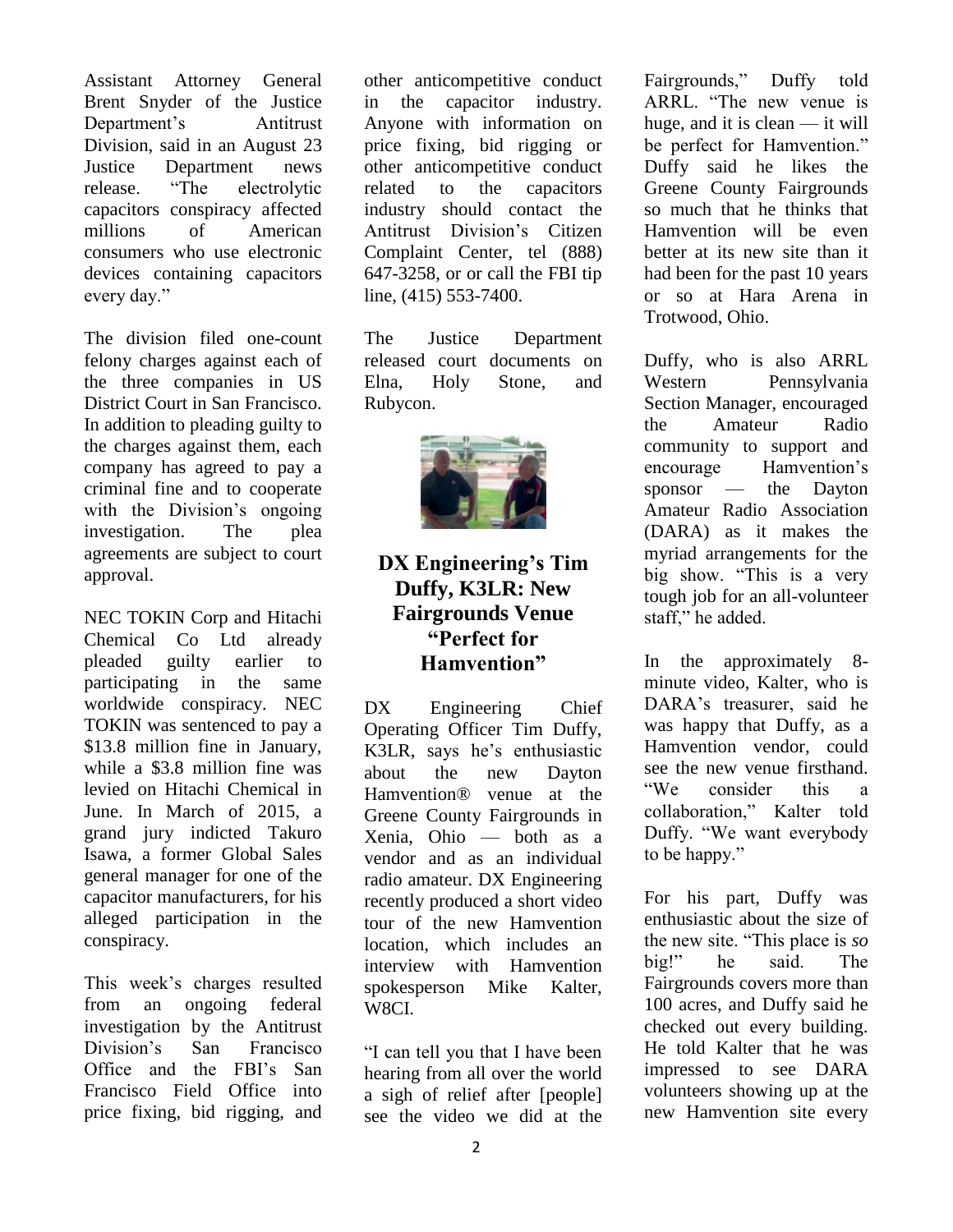Assistant Attorney General Brent Snyder of the Justice Department's Antitrust Division, said in an August 23 Justice Department news release. "The electrolytic capacitors conspiracy affected millions of American consumers who use electronic devices containing capacitors every day."

The division filed one-count felony charges against each of the three companies in US District Court in San Francisco. In addition to pleading guilty to the charges against them, each company has agreed to pay a criminal fine and to cooperate with the Division's ongoing investigation. The plea agreements are subject to court approval.

NEC TOKIN Corp and Hitachi Chemical Co Ltd already pleaded guilty earlier to participating in the same worldwide conspiracy. NEC TOKIN was sentenced to pay a $13.8 million fine in January, while a $3.8 million fine was levied on Hitachi Chemical in June. In March of 2015, a grand jury indicted Takuro Isawa, a former Global Sales general manager for one of the capacitor manufacturers, for his alleged participation in the conspiracy.

This week's charges resulted from an ongoing federal investigation by the Antitrust Division's San Francisco Office and the FBI's San Francisco Field Office into price fixing, bid rigging, and other anticompetitive conduct in the capacitor industry. Anyone with information on price fixing, bid rigging or other anticompetitive conduct related to the capacitors industry should contact the Antitrust Division's Citizen Complaint Center, tel (888) 647-3258, or or call the FBI tip line, (415) 553-7400.

The Justice Department released court documents on Elna, Holy Stone, and Rubycon.

## DX Engineering's Tim Duffy, K3LR: New Fairgrounds Venue "Perfect for Hamvention"

DX Engineering Chief Operating Officer Tim Duffy, K3LR, says he's enthusiastic about the new Dayton Hamvention® venue at the Greene County Fairgrounds in Xenia, Ohio — both as a vendor and as an individual radio amateur. DX Engineering recently produced a short video tour of the new Hamvention location, which includes an interview with Hamvention spokesperson Mike Kalter, W8CI.

"I can tell you that I have been hearing from all over the world a sigh of relief after [people] see the video we did at the Fairgrounds," Duffy told ARRL. "The new venue is huge, and it is clean — it will be perfect for Hamvention." Duffy said he likes the Greene County Fairgrounds so much that he thinks that Hamvention will be even better at its new site than it had been for the past 10 years or so at Hara Arena in Trotwood, Ohio.

Duffy, who is also ARRL Western Pennsylvania Section Manager, encouraged the Amateur Radio community to support and encourage Hamvention's sponsor — the Dayton Amateur Radio Association (DARA) as it makes the myriad arrangements for the big show. "This is a very tough job for an all-volunteer staff," he added.

In the approximately 8-minute video, Kalter, who is DARA's treasurer, said he was happy that Duffy, as a Hamvention vendor, could see the new venue firsthand. "We consider this a collaboration," Kalter told Duffy. "We want everybody to be happy."

For his part, Duffy was enthusiastic about the size of the new site. "This place is *so* big!" he said. The Fairgrounds covers more than 100 acres, and Duffy said he checked out every building. He told Kalter that he was impressed to see DARA volunteers showing up at the new Hamvention site every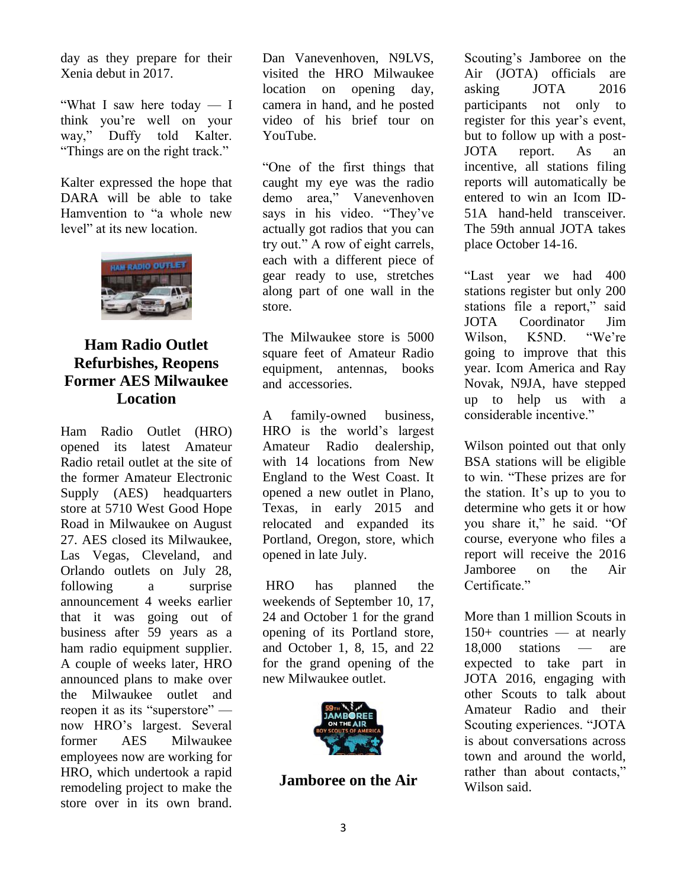day as they prepare for their Xenia debut in 2017.

"What I saw here today — I think you're well on your way," Duffy told Kalter. "Things are on the right track."

Kalter expressed the hope that DARA will be able to take Hamvention to "a whole new level" at its new location.

## Ham Radio Outlet Refurbishes, Reopens Former AES Milwaukee Location

Ham Radio Outlet (HRO) opened its latest Amateur Radio retail outlet at the site of the former Amateur Electronic Supply (AES) headquarters store at 5710 West Good Hope Road in Milwaukee on August 27. AES closed its Milwaukee, Las Vegas, Cleveland, and Orlando outlets on July 28, following a surprise announcement 4 weeks earlier that it was going out of business after 59 years as a ham radio equipment supplier. A couple of weeks later, HRO announced plans to make over the Milwaukee outlet and reopen it as its "superstore" — now HRO's largest. Several former AES Milwaukee employees now are working for HRO, which undertook a rapid remodeling project to make the store over in its own brand. Dan Vanevenhoven, N9LVS, visited the HRO Milwaukee location on opening day, camera in hand, and he posted video of his brief tour on YouTube.

"One of the first things that caught my eye was the radio demo area," Vanevenhoven says in his video. "They've actually got radios that you can try out." A row of eight carrels, each with a different piece of gear ready to use, stretches along part of one wall in the store.

The Milwaukee store is 5000 square feet of Amateur Radio equipment, antennas, books and accessories.

A family-owned business, HRO is the world's largest Amateur Radio dealership, with 14 locations from New England to the West Coast. It opened a new outlet in Plano, Texas, in early 2015 and relocated and expanded its Portland, Oregon, store, which opened in late July.

HRO has planned the weekends of September 10, 17, 24 and October 1 for the grand opening of its Portland store, and October 1, 8, 15, and 22 for the grand opening of the new Milwaukee outlet.

## Jamboree on the Air

Scouting's Jamboree on the Air (JOTA) officials are asking JOTA 2016 participants not only to register for this year's event, but to follow up with a post-JOTA report. As an incentive, all stations filing reports will automatically be entered to win an Icom ID-51A hand-held transceiver. The 59th annual JOTA takes place October 14-16.

"Last year we had 400 stations register but only 200 stations file a report," said JOTA Coordinator Jim Wilson, K5ND. "We're going to improve that this year. Icom America and Ray Novak, N9JA, have stepped up to help us with a considerable incentive."

Wilson pointed out that only BSA stations will be eligible to win. "These prizes are for the station. It's up to you to determine who gets it or how you share it," he said. "Of course, everyone who files a report will receive the 2016 Jamboree on the Air Certificate."

More than 1 million Scouts in 150+ countries — at nearly 18,000 stations — are expected to take part in JOTA 2016, engaging with other Scouts to talk about Amateur Radio and their Scouting experiences. "JOTA is about conversations across town and around the world, rather than about contacts," Wilson said.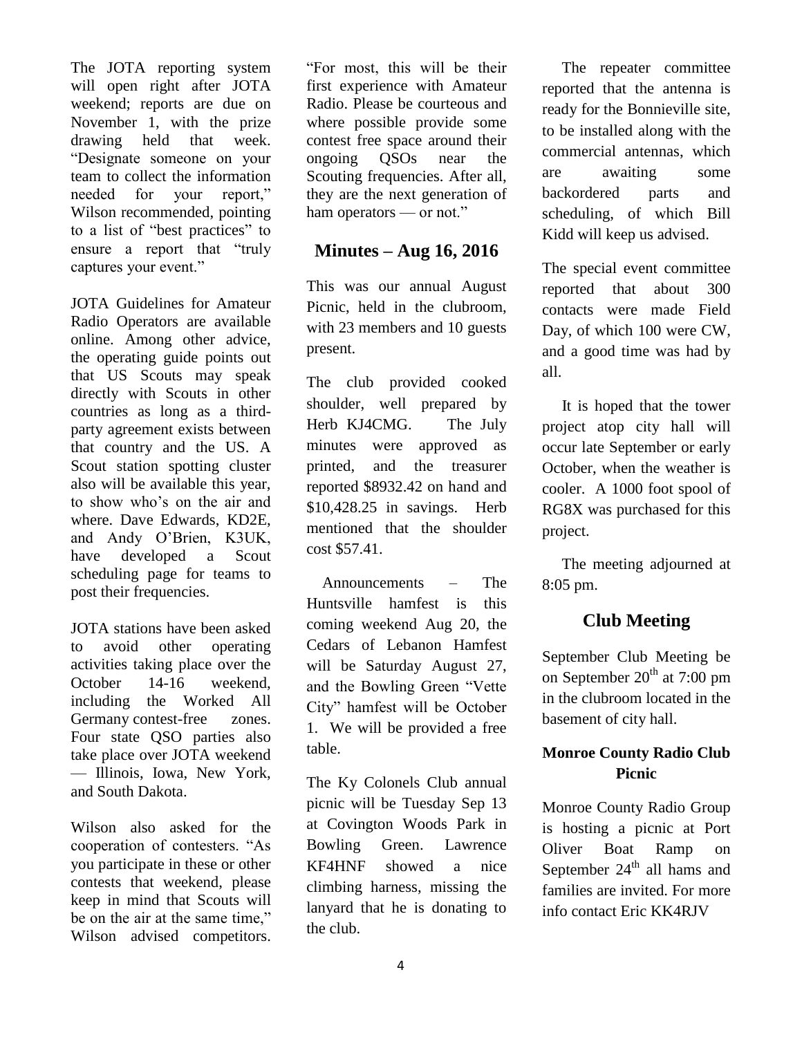The JOTA reporting system will open right after JOTA weekend; reports are due on November 1, with the prize drawing held that week. "Designate someone on your team to collect the information needed for your report," Wilson recommended, pointing to a list of "best practices" to ensure a report that "truly captures your event."

JOTA Guidelines for Amateur Radio Operators are available online. Among other advice, the operating guide points out that US Scouts may speak directly with Scouts in other countries as long as a third-party agreement exists between that country and the US. A Scout station spotting cluster also will be available this year, to show who's on the air and where. Dave Edwards, KD2E, and Andy O'Brien, K3UK, have developed a Scout scheduling page for teams to post their frequencies.

JOTA stations have been asked to avoid other operating activities taking place over the October 14-16 weekend, including the Worked All Germany contest-free zones. Four state QSO parties also take place over JOTA weekend — Illinois, Iowa, New York, and South Dakota.

Wilson also asked for the cooperation of contesters. "As you participate in these or other contests that weekend, please keep in mind that Scouts will be on the air at the same time," Wilson advised competitors. "For most, this will be their first experience with Amateur Radio. Please be courteous and where possible provide some contest free space around their ongoing QSOs near the Scouting frequencies. After all, they are the next generation of ham operators — or not."

## Minutes – Aug 16, 2016

This was our annual August Picnic, held in the clubroom, with 23 members and 10 guests present.

The club provided cooked shoulder, well prepared by Herb KJ4CMG. The July minutes were approved as printed, and the treasurer reported $8932.42 on hand and $10,428.25 in savings. Herb mentioned that the shoulder cost $57.41.

Announcements – The Huntsville hamfest is this coming weekend Aug 20, the Cedars of Lebanon Hamfest will be Saturday August 27, and the Bowling Green "Vette City" hamfest will be October 1. We will be provided a free table.

The Ky Colonels Club annual picnic will be Tuesday Sep 13 at Covington Woods Park in Bowling Green. Lawrence KF4HNF showed a nice climbing harness, missing the lanyard that he is donating to the club.

The repeater committee reported that the antenna is ready for the Bonnieville site, to be installed along with the commercial antennas, which are awaiting some backordered parts and scheduling, of which Bill Kidd will keep us advised.

The special event committee reported that about 300 contacts were made Field Day, of which 100 were CW, and a good time was had by all.

It is hoped that the tower project atop city hall will occur late September or early October, when the weather is cooler. A 1000 foot spool of RG8X was purchased for this project.

The meeting adjourned at 8:05 pm.

## Club Meeting

September Club Meeting be on September 20th at 7:00 pm in the clubroom located in the basement of city hall.

### Monroe County Radio Club Picnic

Monroe County Radio Group is hosting a picnic at Port Oliver Boat Ramp on September 24th all hams and families are invited. For more info contact Eric KK4RJV